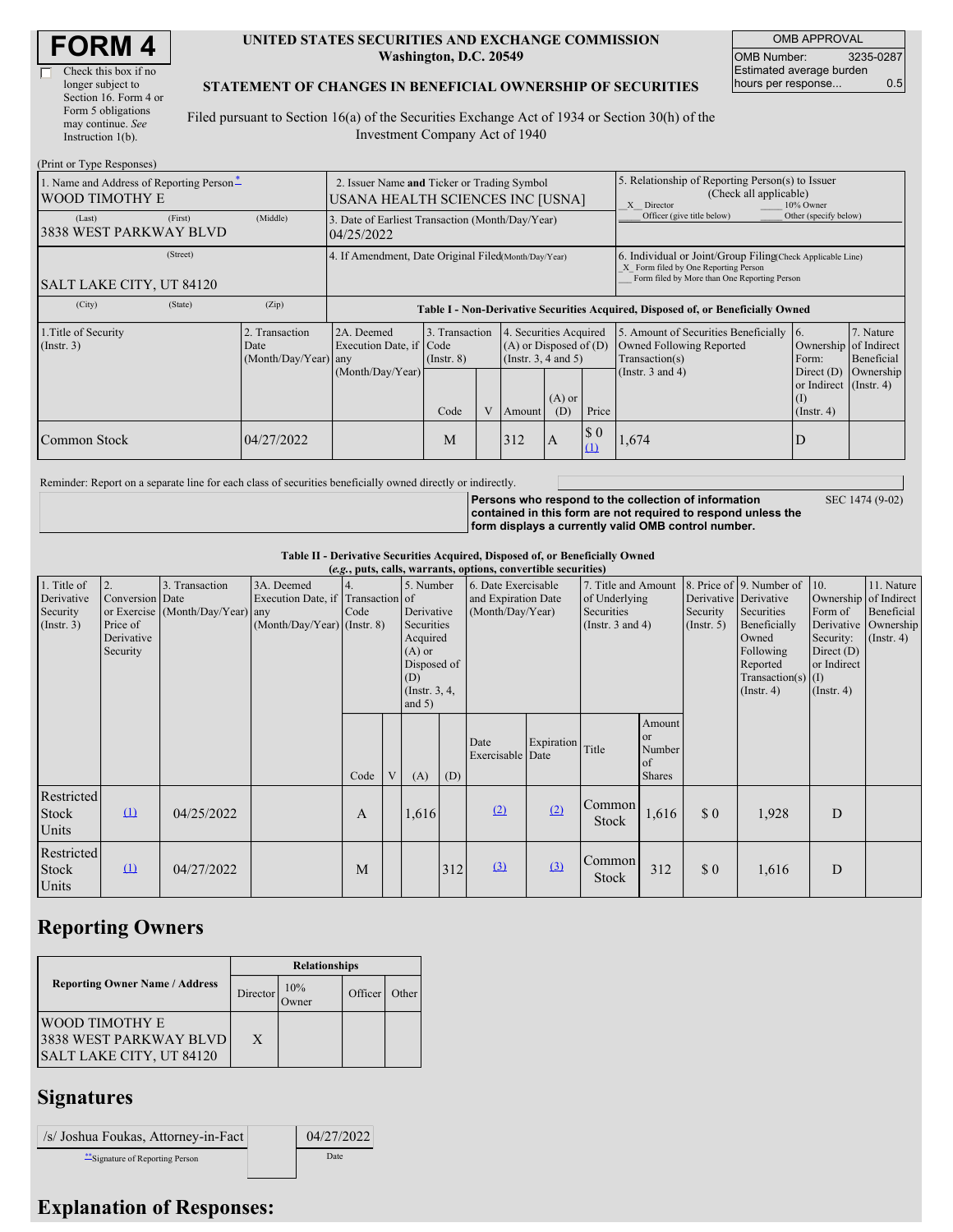# FORM 4

☐ Check this box if no longer subject to Section 16. Form 4 or Form 5 obligations may continue. *See* Instruction 1(b).

**UNITED STATES SECURITIES AND EXCHANGE COMMISSION**
**Washington, D.C. 20549**

**STATEMENT OF CHANGES IN BENEFICIAL OWNERSHIP OF SECURITIES**

Filed pursuant to Section 16(a) of the Securities Exchange Act of 1934 or Section 30(h) of the Investment Company Act of 1940

| OMB APPROVAL | |
|---|---|
| OMB Number: | 3235-0287 |
| Estimated average burden hours per response... | 0.5 |

(Print or Type Responses)

| 1. Name and Address of Reporting Person* | 2. Issuer Name and Ticker or Trading Symbol | 5. Relationship of Reporting Person(s) to Issuer (Check all applicable) |
|---|---|---|
| WOOD TIMOTHY E | USANA HEALTH SCIENCES INC [USNA] | _X_ Director ___ 10% Owner ___ Officer (give title below) ___ Other (specify below) |
| (Last) (First) (Middle) 3838 WEST PARKWAY BLVD | 3. Date of Earliest Transaction (Month/Day/Year) 04/25/2022 | |
| (Street) SALT LAKE CITY, UT 84120 | 4. If Amendment, Date Original Filed (Month/Day/Year) | 6. Individual or Joint/Group Filing (Check Applicable Line) _X_ Form filed by One Reporting Person ___ Form filed by More than One Reporting Person |
| (City) (State) (Zip) | | |

**Table I - Non-Derivative Securities Acquired, Disposed of, or Beneficially Owned**

| 1.Title of Security (Instr. 3) | 2. Transaction Date (Month/Day/Year) | 2A. Deemed Execution Date, if any (Month/Day/Year) | 3. Transaction Code (Instr. 8) Code | V | 4. Securities Acquired (A) or Disposed of (D) (Instr. 3, 4 and 5) Amount | (A) or (D) | Price | 5. Amount of Securities Beneficially Owned Following Reported Transaction(s) (Instr. 3 and 4) | 6. Ownership Form: Direct (D) or Indirect (I) (Instr. 4) | 7. Nature of Indirect Beneficial Ownership (Instr. 4) |
|---|---|---|---|---|---|---|---|---|---|---|
| Common Stock | 04/27/2022 | | M | | 312 | A | $ 0 (1) | 1,674 | D | |

Reminder: Report on a separate line for each class of securities beneficially owned directly or indirectly.

**Persons who respond to the collection of information contained in this form are not required to respond unless the form displays a currently valid OMB control number.** SEC 1474 (9-02)

**Table II - Derivative Securities Acquired, Disposed of, or Beneficially Owned**
**(*e.g.*, puts, calls, warrants, options, convertible securities)**

| 1. Title of Derivative Security (Instr. 3) | 2. Conversion or Exercise Price of Derivative Security | 3. Transaction Date (Month/Day/Year) | 3A. Deemed Execution Date, if any (Month/Day/Year) | 4. Transaction Code (Instr. 8) Code | V | 5. Number of Derivative Securities Acquired (A) or Disposed of (D) (Instr. 3, 4, and 5) (A) | (D) | 6. Date Exercisable and Expiration Date (Month/Day/Year) Date Exercisable | Expiration Date | 7. Title and Amount of Underlying Securities (Instr. 3 and 4) Title | Amount or Number of Shares | 8. Price of Derivative Security (Instr. 5) | 9. Number of Derivative Securities Beneficially Owned Following Reported Transaction(s) (Instr. 4) | 10. Ownership Form of Derivative Security: Direct (D) or Indirect (I) (Instr. 4) | 11. Nature of Indirect Beneficial Ownership (Instr. 4) |
|---|---|---|---|---|---|---|---|---|---|---|---|---|---|---|---|
| Restricted Stock Units | (1) | 04/25/2022 | | A | | 1,616 | | (2) | (2) | Common Stock | 1,616 | $ 0 | 1,928 | D | |
| Restricted Stock Units | (1) | 04/27/2022 | | M | | | 312 | (3) | (3) | Common Stock | 312 | $ 0 | 1,616 | D | |

## Reporting Owners

| Reporting Owner Name / Address | Director | 10% Owner | Officer | Other |
|---|---|---|---|---|
| WOOD TIMOTHY E 3838 WEST PARKWAY BLVD SALT LAKE CITY, UT 84120 | X | | | |

## Signatures

| /s/ Joshua Foukas, Attorney-in-Fact | 04/27/2022 |
|---|---|
| **Signature of Reporting Person | Date |

## Explanation of Responses: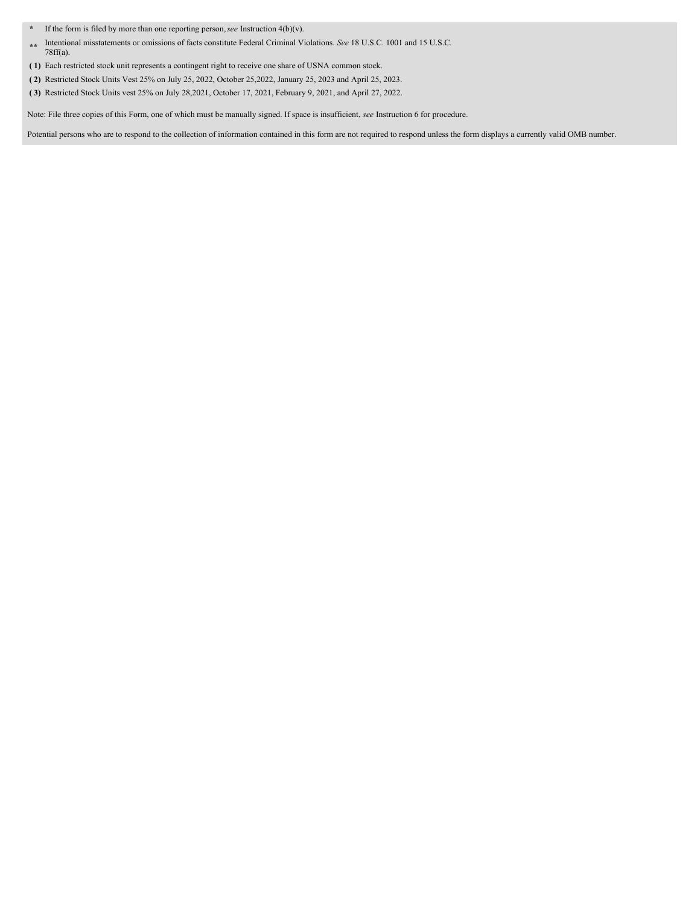\* If the form is filed by more than one reporting person, *see* Instruction 4(b)(v).

\*\* Intentional misstatements or omissions of facts constitute Federal Criminal Violations. *See* 18 U.S.C. 1001 and 15 U.S.C. 78ff(a).

**( 1)** Each restricted stock unit represents a contingent right to receive one share of USNA common stock.

**( 2)** Restricted Stock Units Vest 25% on July 25, 2022, October 25,2022, January 25, 2023 and April 25, 2023.

**( 3)** Restricted Stock Units vest 25% on July 28,2021, October 17, 2021, February 9, 2021, and April 27, 2022.

Note: File three copies of this Form, one of which must be manually signed. If space is insufficient, *see* Instruction 6 for procedure.

Potential persons who are to respond to the collection of information contained in this form are not required to respond unless the form displays a currently valid OMB number.